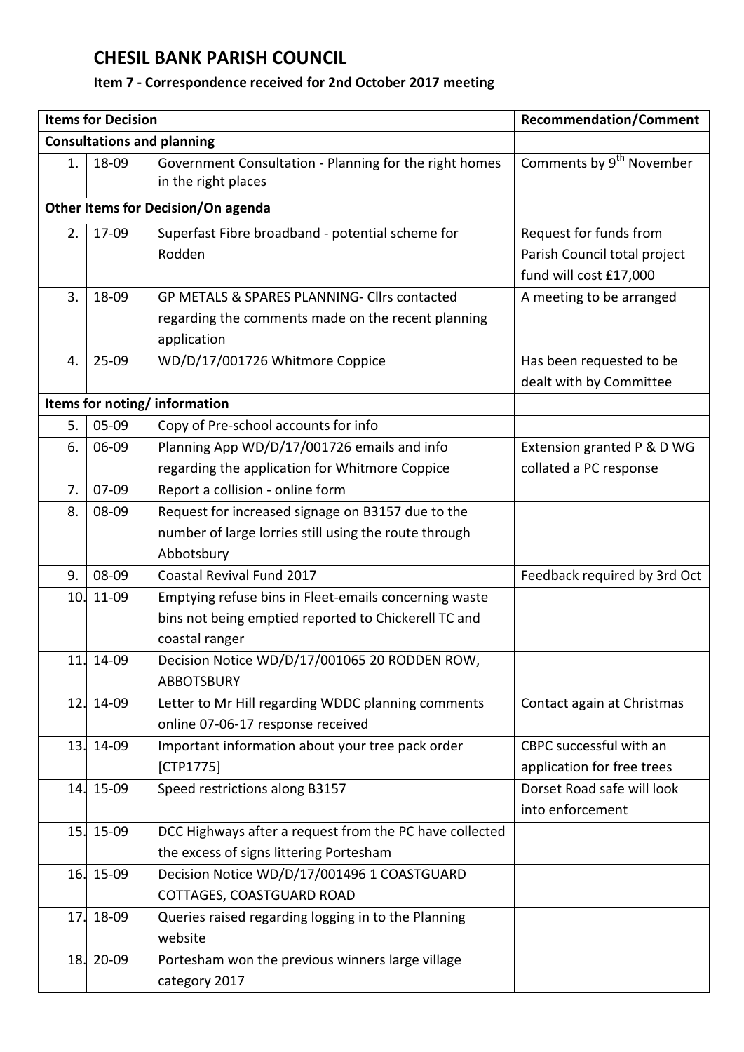# CHESIL BANK PARISH COUNCIL

## Item 7 - Correspondence received for 2nd October 2017 meeting

| Items for Decision | | | Recommendation/Comment |
|---|---|---|---|
| **Consultations and planning** | | | |
| 1. | 18-09 | Government Consultation - Planning for the right homes in the right places | Comments by 9th November |
| **Other Items for Decision/On agenda** | | | |
| 2. | 17-09 | Superfast Fibre broadband - potential scheme for Rodden | Request for funds from Parish Council total project fund will cost £17,000 |
| 3. | 18-09 | GP METALS & SPARES PLANNING- Cllrs contacted regarding the comments made on the recent planning application | A meeting to be arranged |
| 4. | 25-09 | WD/D/17/001726 Whitmore Coppice | Has been requested to be dealt with by Committee |
| **Items for noting/ information** | | | |
| 5. | 05-09 | Copy of Pre-school accounts for info | |
| 6. | 06-09 | Planning App WD/D/17/001726 emails and info regarding the application for Whitmore Coppice | Extension granted P & D WG collated a PC response |
| 7. | 07-09 | Report a collision - online form | |
| 8. | 08-09 | Request for increased signage on B3157 due to the number of large lorries still using the route through Abbotsbury | |
| 9. | 08-09 | Coastal Revival Fund 2017 | Feedback required by 3rd Oct |
| 10. | 11-09 | Emptying refuse bins in Fleet-emails concerning waste bins not being emptied reported to Chickerell TC and coastal ranger | |
| 11. | 14-09 | Decision Notice WD/D/17/001065 20 RODDEN ROW, ABBOTSBURY | |
| 12. | 14-09 | Letter to Mr Hill regarding WDDC planning comments online 07-06-17 response received | Contact again at Christmas |
| 13. | 14-09 | Important information about your tree pack order [CTP1775] | CBPC successful with an application for free trees |
| 14. | 15-09 | Speed restrictions along B3157 | Dorset Road safe will look into enforcement |
| 15. | 15-09 | DCC Highways after a request from the PC have collected the excess of signs littering Portesham | |
| 16. | 15-09 | Decision Notice WD/D/17/001496 1 COASTGUARD COTTAGES, COASTGUARD ROAD | |
| 17. | 18-09 | Queries raised regarding logging in to the Planning website | |
| 18. | 20-09 | Portesham won the previous winners large village category 2017 | |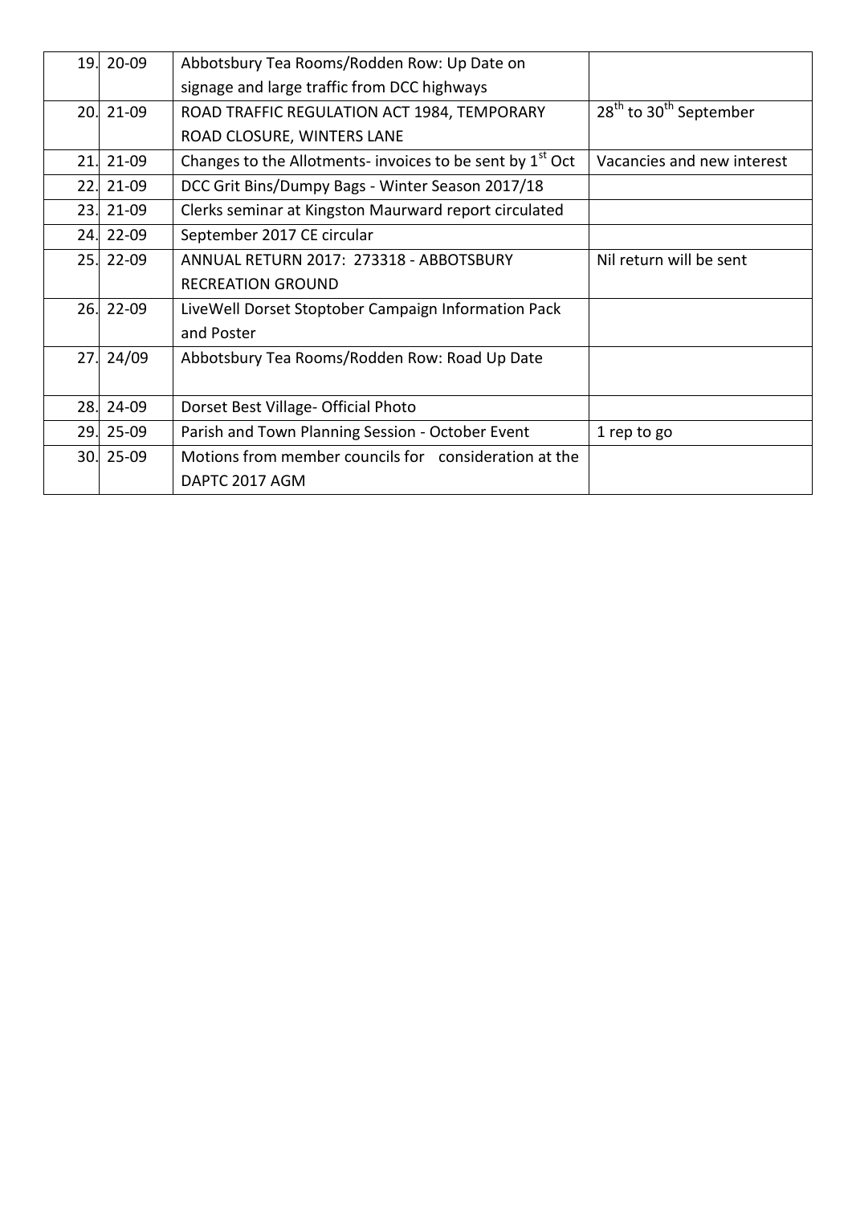| | | | |
|---|---|---|---|
| 19. | 20-09 | Abbotsbury Tea Rooms/Rodden Row: Up Date on signage and large traffic from DCC highways | |
| 20. | 21-09 | ROAD TRAFFIC REGULATION ACT 1984, TEMPORARY ROAD CLOSURE, WINTERS LANE | 28th to 30th September |
| 21. | 21-09 | Changes to the Allotments- invoices to be sent by 1st Oct | Vacancies and new interest |
| 22. | 21-09 | DCC Grit Bins/Dumpy Bags - Winter Season 2017/18 | |
| 23. | 21-09 | Clerks seminar at Kingston Maurward report circulated | |
| 24. | 22-09 | September 2017 CE circular | |
| 25. | 22-09 | ANNUAL RETURN 2017: 273318 - ABBOTSBURY RECREATION GROUND | Nil return will be sent |
| 26. | 22-09 | LiveWell Dorset Stoptober Campaign Information Pack and Poster | |
| 27. | 24/09 | Abbotsbury Tea Rooms/Rodden Row: Road Up Date | |
| 28. | 24-09 | Dorset Best Village- Official Photo | |
| 29. | 25-09 | Parish and Town Planning Session - October Event | 1 rep to go |
| 30. | 25-09 | Motions from member councils for consideration at the DAPTC 2017 AGM | |